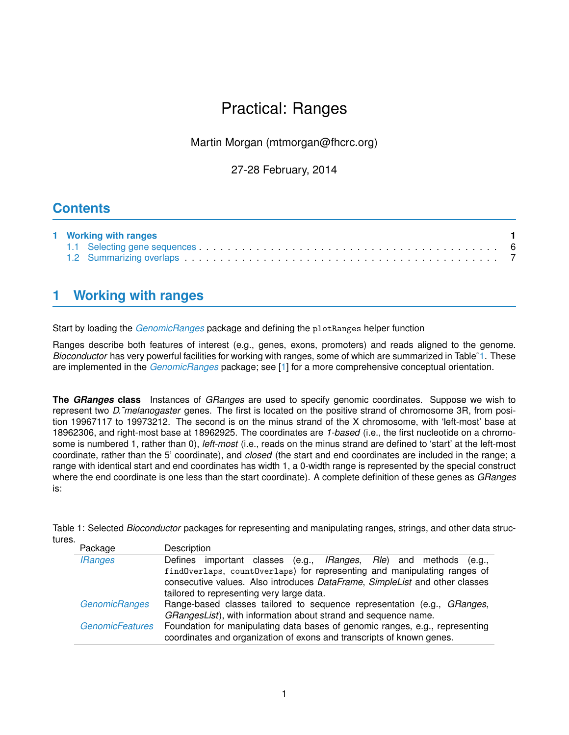# Practical: Ranges

Martin Morgan (mtmorgan@fhcrc.org)

27-28 February, 2014

## Contents

1 Working with ranges . . . 1
  1.1 Selecting gene sequences . . . 6
  1.2 Summarizing overlaps . . . 7

## 1 Working with ranges

Start by loading the *GenomicRanges* package and defining the `plotRanges` helper function

Ranges describe both features of interest (e.g., genes, exons, promoters) and reads aligned to the genome. *Bioconductor* has very powerful facilities for working with ranges, some of which are summarized in Table˜1. These are implemented in the *GenomicRanges* package; see [1] for a more comprehensive conceptual orientation.

**The *GRanges* class** Instances of *GRanges* are used to specify genomic coordinates. Suppose we wish to represent two *D.˜melanogaster* genes. The first is located on the positive strand of chromosome 3R, from position 19967117 to 19973212. The second is on the minus strand of the X chromosome, with 'left-most' base at 18962306, and right-most base at 18962925. The coordinates are *1-based* (i.e., the first nucleotide on a chromosome is numbered 1, rather than 0), *left-most* (i.e., reads on the minus strand are defined to 'start' at the left-most coordinate, rather than the 5' coordinate), and *closed* (the start and end coordinates are included in the range; a range with identical start and end coordinates has width 1, a 0-width range is represented by the special construct where the end coordinate is one less than the start coordinate). A complete definition of these genes as *GRanges* is:

Table 1: Selected *Bioconductor* packages for representing and manipulating ranges, strings, and other data structures.

| Package | Description |
|---|---|
| *IRanges* | Defines important classes (e.g., *IRanges*, *Rle*) and methods (e.g., `findOverlaps`, `countOverlaps`) for representing and manipulating ranges of consecutive values. Also introduces *DataFrame*, *SimpleList* and other classes tailored to representing very large data. |
| *GenomicRanges* | Range-based classes tailored to sequence representation (e.g., *GRanges*, *GRangesList*), with information about strand and sequence name. |
| *GenomicFeatures* | Foundation for manipulating data bases of genomic ranges, e.g., representing coordinates and organization of exons and transcripts of known genes. |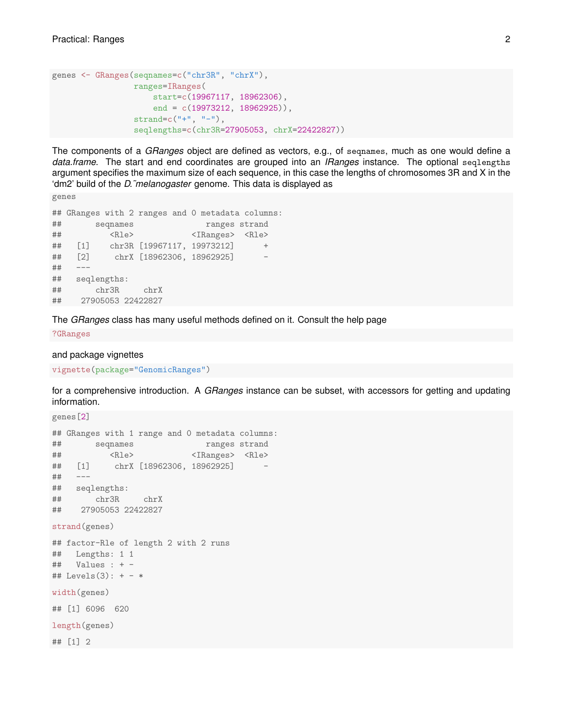```r
genes <- GRanges(seqnames=c("chr3R", "chrX"),
                 ranges=IRanges(
                     start=c(19967117, 18962306),
                     end = c(19973212, 18962925)),
                 strand=c("+", "-"),
                 seqlengths=c(chr3R=27905053, chrX=22422827))
```

The components of a *GRanges* object are defined as vectors, e.g., of `seqnames`, much as one would define a *data.frame*. The start and end coordinates are grouped into an *IRanges* instance. The optional `seqlengths` argument specifies the maximum size of each sequence, in this case the lengths of chromosomes 3R and X in the 'dm2' build of the *D.~melanogaster* genome. This data is displayed as

```r
genes

## GRanges with 2 ranges and 0 metadata columns:
##       seqnames               ranges strand
##          <Rle>            <IRanges>  <Rle>
##   [1]    chr3R [19967117, 19973212]      +
##   [2]     chrX [18962306, 18962925]      -
##   ---
##   seqlengths:
##       chr3R     chrX
##    27905053 22422827
```

The *GRanges* class has many useful methods defined on it. Consult the help page

```r
?GRanges
```

and package vignettes

```r
vignette(package="GenomicRanges")
```

for a comprehensive introduction. A *GRanges* instance can be subset, with accessors for getting and updating information.

```r
genes[2]

## GRanges with 1 range and 0 metadata columns:
##       seqnames               ranges strand
##          <Rle>            <IRanges>  <Rle>
##   [1]     chrX [18962306, 18962925]      -
##   ---
##   seqlengths:
##       chr3R     chrX
##    27905053 22422827

strand(genes)

## factor-Rle of length 2 with 2 runs
##   Lengths: 1 1
##   Values : + -
## Levels(3): + - *

width(genes)

## [1] 6096  620

length(genes)

## [1] 2
```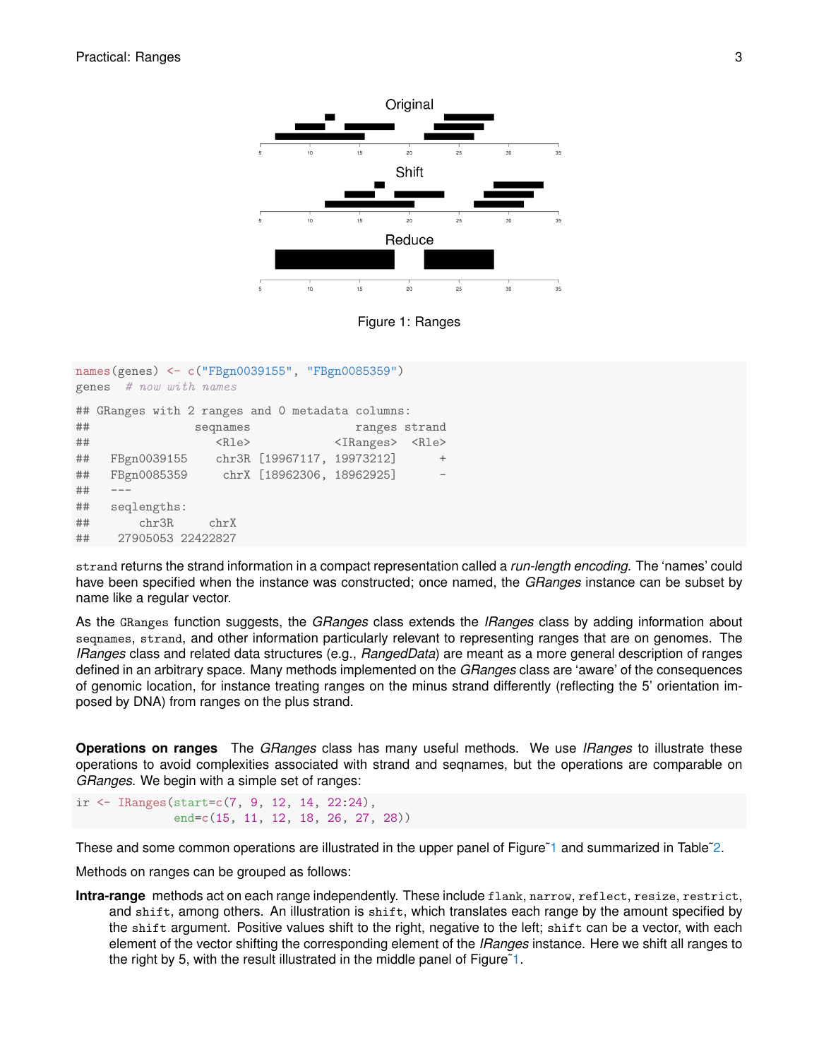Figure 1: Ranges

```r
names(genes) <- c("FBgn0039155", "FBgn0085359")
genes  # now with names
```

```
## GRanges with 2 ranges and 0 metadata columns:
##               seqnames               ranges strand
##                  <Rle>            <IRanges>  <Rle>
##   FBgn0039155    chr3R [19967117, 19973212]      +
##   FBgn0085359     chrX [18962306, 18962925]      -
##   ---
##   seqlengths:
##       chr3R     chrX
##    27905053 22422827
```

`strand` returns the strand information in a compact representation called a *run-length encoding*. The 'names' could have been specified when the instance was constructed; once named, the *GRanges* instance can be subset by name like a regular vector.

As the `GRanges` function suggests, the *GRanges* class extends the *IRanges* class by adding information about `seqnames`, `strand`, and other information particularly relevant to representing ranges that are on genomes. The *IRanges* class and related data structures (e.g., *RangedData*) are meant as a more general description of ranges defined in an arbitrary space. Many methods implemented on the *GRanges* class are 'aware' of the consequences of genomic location, for instance treating ranges on the minus strand differently (reflecting the 5' orientation imposed by DNA) from ranges on the plus strand.

**Operations on ranges** The *GRanges* class has many useful methods. We use *IRanges* to illustrate these operations to avoid complexities associated with strand and seqnames, but the operations are comparable on *GRanges*. We begin with a simple set of ranges:

```r
ir <- IRanges(start=c(7, 9, 12, 14, 22:24),
              end=c(15, 11, 12, 18, 26, 27, 28))
```

These and some common operations are illustrated in the upper panel of Figure 1 and summarized in Table 2.

Methods on ranges can be grouped as follows:

**Intra-range** methods act on each range independently. These include `flank`, `narrow`, `reflect`, `resize`, `restrict`, and `shift`, among others. An illustration is `shift`, which translates each range by the amount specified by the `shift` argument. Positive values shift to the right, negative to the left; `shift` can be a vector, with each element of the vector shifting the corresponding element of the *IRanges* instance. Here we shift all ranges to the right by 5, with the result illustrated in the middle panel of Figure 1.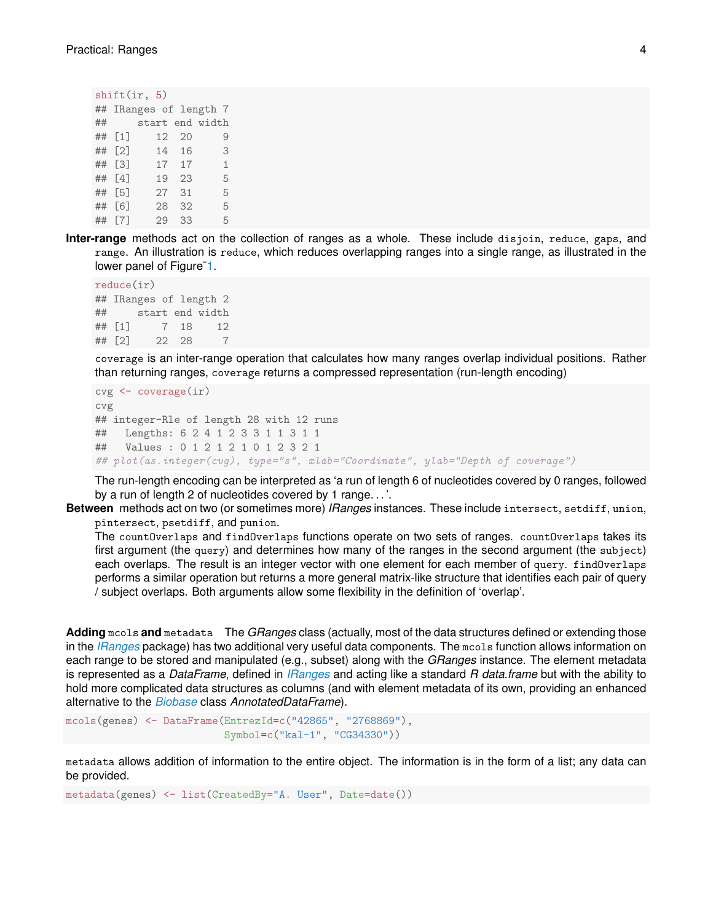```
shift(ir, 5)
## IRanges of length 7
##     start end width
## [1]    12  20     9
## [2]    14  16     3
## [3]    17  17     1
## [4]    19  23     5
## [5]    27  31     5
## [6]    28  32     5
## [7]    29  33     5
```

**Inter-range** methods act on the collection of ranges as a whole. These include `disjoin`, `reduce`, `gaps`, and `range`. An illustration is `reduce`, which reduces overlapping ranges into a single range, as illustrated in the lower panel of Figure~1.

```
reduce(ir)
## IRanges of length 2
##     start end width
## [1]     7  18    12
## [2]    22  28     7
```

`coverage` is an inter-range operation that calculates how many ranges overlap individual positions. Rather than returning ranges, `coverage` returns a compressed representation (run-length encoding)

```
cvg <- coverage(ir)
cvg
## integer-Rle of length 28 with 12 runs
##   Lengths: 6 2 4 1 2 3 3 1 1 3 1 1
##   Values : 0 1 2 1 2 1 0 1 2 3 2 1
## plot(as.integer(cvg), type="s", xlab="Coordinate", ylab="Depth of coverage")
```

The run-length encoding can be interpreted as 'a run of length 6 of nucleotides covered by 0 ranges, followed by a run of length 2 of nucleotides covered by 1 range. . . '.

**Between** methods act on two (or sometimes more) *IRanges* instances. These include `intersect`, `setdiff`, `union`, `pintersect`, `psetdiff`, and `punion`.

The `countOverlaps` and `findOverlaps` functions operate on two sets of ranges. `countOverlaps` takes its first argument (the `query`) and determines how many of the ranges in the second argument (the `subject`) each overlaps. The result is an integer vector with one element for each member of `query`. `findOverlaps` performs a similar operation but returns a more general matrix-like structure that identifies each pair of query / subject overlaps. Both arguments allow some flexibility in the definition of 'overlap'.

**Adding `mcols` and `metadata`** The *GRanges* class (actually, most of the data structures defined or extending those in the *IRanges* package) has two additional very useful data components. The `mcols` function allows information on each range to be stored and manipulated (e.g., subset) along with the *GRanges* instance. The element metadata is represented as a *DataFrame*, defined in *IRanges* and acting like a standard *R data.frame* but with the ability to hold more complicated data structures as columns (and with element metadata of its own, providing an enhanced alternative to the *Biobase* class *AnnotatedDataFrame*).

```
mcols(genes) <- DataFrame(EntrezId=c("42865", "2768869"),
                          Symbol=c("kal-1", "CG34330"))
```

`metadata` allows addition of information to the entire object. The information is in the form of a list; any data can be provided.

```
metadata(genes) <- list(CreatedBy="A. User", Date=date())
```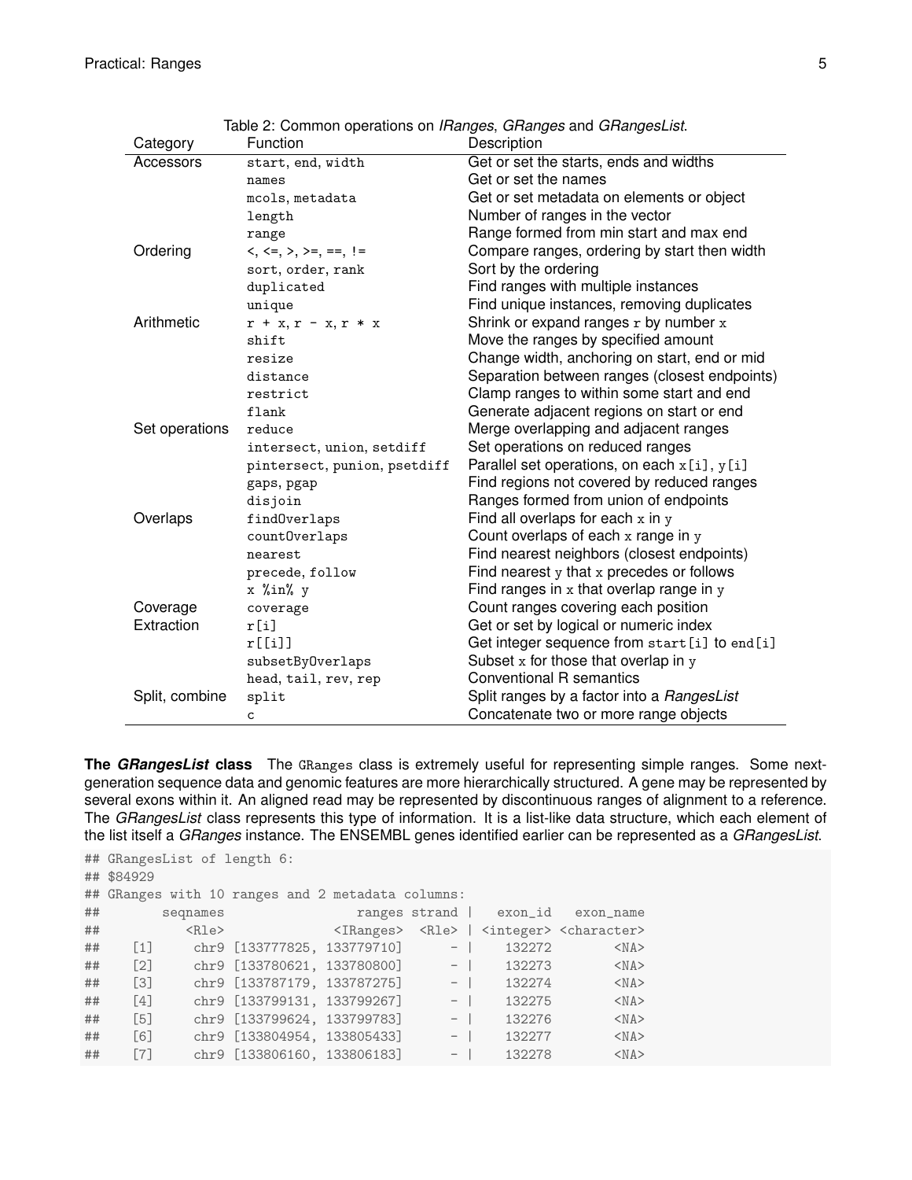Table 2: Common operations on *IRanges*, *GRanges* and *GRangesList*.

| Category | Function | Description |
|---|---|---|
| Accessors | `start, end, width` | Get or set the starts, ends and widths |
| | `names` | Get or set the names |
| | `mcols, metadata` | Get or set metadata on elements or object |
| | `length` | Number of ranges in the vector |
| | `range` | Range formed from min start and max end |
| Ordering | `<, <=, >, >=, ==, !=` | Compare ranges, ordering by start then width |
| | `sort, order, rank` | Sort by the ordering |
| | `duplicated` | Find ranges with multiple instances |
| | `unique` | Find unique instances, removing duplicates |
| Arithmetic | `r + x, r - x, r * x` | Shrink or expand ranges `r` by number `x` |
| | `shift` | Move the ranges by specified amount |
| | `resize` | Change width, anchoring on start, end or mid |
| | `distance` | Separation between ranges (closest endpoints) |
| | `restrict` | Clamp ranges to within some start and end |
| | `flank` | Generate adjacent regions on start or end |
| Set operations | `reduce` | Merge overlapping and adjacent ranges |
| | `intersect, union, setdiff` | Set operations on reduced ranges |
| | `pintersect, punion, psetdiff` | Parallel set operations, on each `x[i]`, `y[i]` |
| | `gaps, pgap` | Find regions not covered by reduced ranges |
| | `disjoin` | Ranges formed from union of endpoints |
| Overlaps | `findOverlaps` | Find all overlaps for each `x` in `y` |
| | `countOverlaps` | Count overlaps of each `x` range in `y` |
| | `nearest` | Find nearest neighbors (closest endpoints) |
| | `precede, follow` | Find nearest `y` that `x` precedes or follows |
| | `x %in% y` | Find ranges in `x` that overlap range in `y` |
| Coverage | `coverage` | Count ranges covering each position |
| Extraction | `r[i]` | Get or set by logical or numeric index |
| | `r[[i]]` | Get integer sequence from `start[i]` to `end[i]` |
| | `subsetByOverlaps` | Subset `x` for those that overlap in `y` |
| | `head, tail, rev, rep` | Conventional R semantics |
| Split, combine | `split` | Split ranges by a factor into a *RangesList* |
| | `c` | Concatenate two or more range objects |

**The *GRangesList* class** The `GRanges` class is extremely useful for representing simple ranges. Some next-generation sequence data and genomic features are more hierarchically structured. A gene may be represented by several exons within it. An aligned read may be represented by discontinuous ranges of alignment to a reference. The *GRangesList* class represents this type of information. It is a list-like data structure, which each element of the list itself a *GRanges* instance. The ENSEMBL genes identified earlier can be represented as a *GRangesList*.

```
## GRangesList of length 6:
## $84929
## GRanges with 10 ranges and 2 metadata columns:
##        seqnames                 ranges strand |   exon_id   exon_name
##           <Rle>              <IRanges>  <Rle> | <integer> <character>
##    [1]     chr9 [133777825, 133779710]      - |    132272        <NA>
##    [2]     chr9 [133780621, 133780800]      - |    132273        <NA>
##    [3]     chr9 [133787179, 133787275]      - |    132274        <NA>
##    [4]     chr9 [133799131, 133799267]      - |    132275        <NA>
##    [5]     chr9 [133799624, 133799783]      - |    132276        <NA>
##    [6]     chr9 [133804954, 133805433]      - |    132277        <NA>
##    [7]     chr9 [133806160, 133806183]      - |    132278        <NA>
```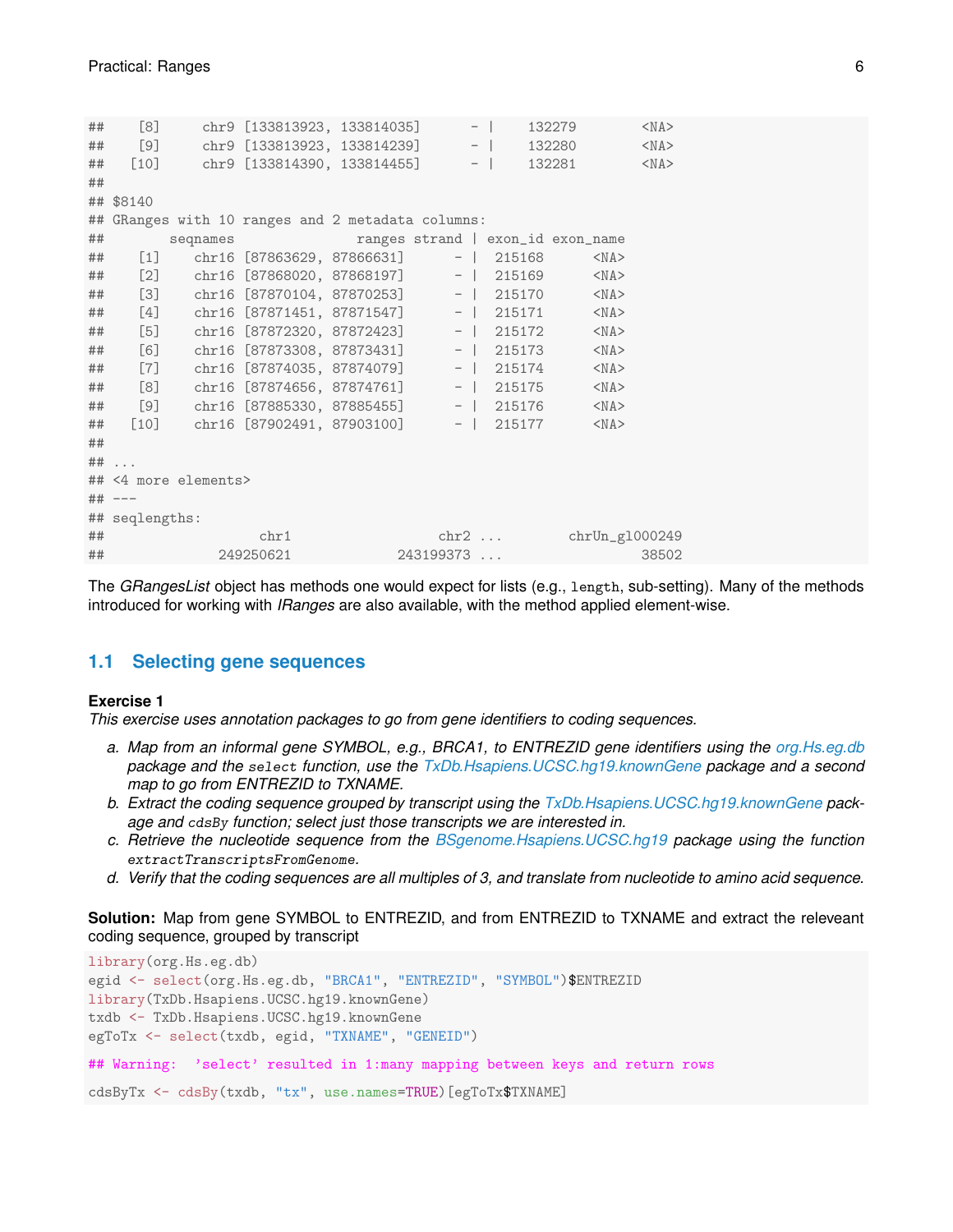```
##    [8]     chr9 [133813923, 133814035]      - |    132279        <NA>
##    [9]     chr9 [133813923, 133814239]      - |    132280        <NA>
##   [10]     chr9 [133814390, 133814455]      - |    132281        <NA>
##
## $8140
## GRanges with 10 ranges and 2 metadata columns:
##        seqnames               ranges strand | exon_id exon_name
##    [1]    chr16 [87863629, 87866631]      - |  215168      <NA>
##    [2]    chr16 [87868020, 87868197]      - |  215169      <NA>
##    [3]    chr16 [87870104, 87870253]      - |  215170      <NA>
##    [4]    chr16 [87871451, 87871547]      - |  215171      <NA>
##    [5]    chr16 [87872320, 87872423]      - |  215172      <NA>
##    [6]    chr16 [87873308, 87873431]      - |  215173      <NA>
##    [7]    chr16 [87874035, 87874079]      - |  215174      <NA>
##    [8]    chr16 [87874656, 87874761]      - |  215175      <NA>
##    [9]    chr16 [87885330, 87885455]      - |  215176      <NA>
##   [10]    chr16 [87902491, 87903100]      - |  215177      <NA>
##
## ...
## <4 more elements>
## ---
## seqlengths:
##                  chr1                  chr2 ...        chrUn_gl000249
##             249250621             243199373 ...                 38502
```

The *GRangesList* object has methods one would expect for lists (e.g., `length`, sub-setting). Many of the methods introduced for working with *IRanges* are also available, with the method applied element-wise.

## 1.1 Selecting gene sequences

**Exercise 1**

*This exercise uses annotation packages to go from gene identifiers to coding sequences.*

*a. Map from an informal gene SYMBOL, e.g., BRCA1, to ENTREZID gene identifiers using the org.Hs.eg.db package and the `select` function, use the TxDb.Hsapiens.UCSC.hg19.knownGene package and a second map to go from ENTREZID to TXNAME.*

*b. Extract the coding sequence grouped by transcript using the TxDb.Hsapiens.UCSC.hg19.knownGene package and `cdsBy` function; select just those transcripts we are interested in.*

*c. Retrieve the nucleotide sequence from the BSgenome.Hsapiens.UCSC.hg19 package using the function `extractTranscriptsFromGenome`.*

*d. Verify that the coding sequences are all multiples of 3, and translate from nucleotide to amino acid sequence.*

**Solution:** Map from gene SYMBOL to ENTREZID, and from ENTREZID to TXNAME and extract the releveant coding sequence, grouped by transcript

```
library(org.Hs.eg.db)
egid <- select(org.Hs.eg.db, "BRCA1", "ENTREZID", "SYMBOL")$ENTREZID
library(TxDb.Hsapiens.UCSC.hg19.knownGene)
txdb <- TxDb.Hsapiens.UCSC.hg19.knownGene
egToTx <- select(txdb, egid, "TXNAME", "GENEID")

## Warning:  'select' resulted in 1:many mapping between keys and return rows

cdsByTx <- cdsBy(txdb, "tx", use.names=TRUE)[egToTx$TXNAME]
```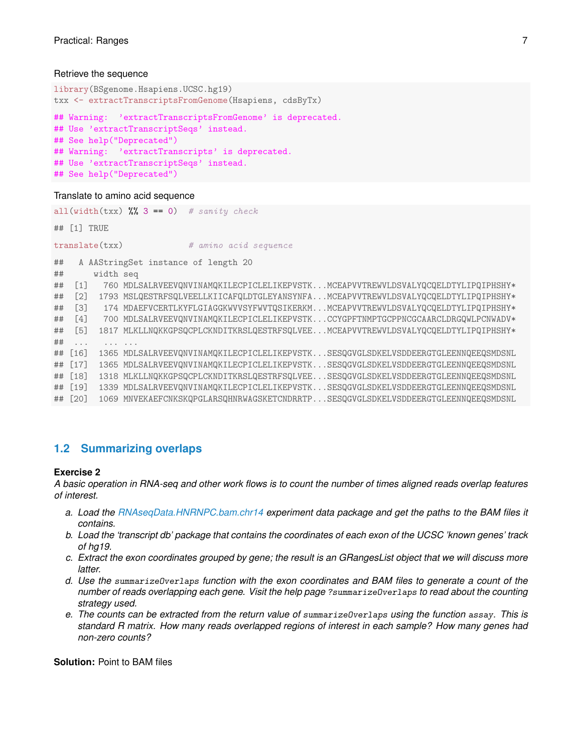Retrieve the sequence

```
library(BSgenome.Hsapiens.UCSC.hg19)
txx <- extractTranscriptsFromGenome(Hsapiens, cdsByTx)
## Warning: 'extractTranscriptsFromGenome' is deprecated.
## Use 'extractTranscriptSeqs' instead.
## See help("Deprecated")
## Warning: 'extractTranscripts' is deprecated.
## Use 'extractTranscriptSeqs' instead.
## See help("Deprecated")
```

Translate to amino acid sequence

```
all(width(txx) %% 3 == 0)  # sanity check
## [1] TRUE
translate(txx)             # amino acid sequence
##   A AAStringSet instance of length 20
##      width seq
##  [1]   760 MDLSALRVEEVQNVINAMQKILECPICLELIKEPVSTK...MCEAPVVTREWVLDSVALYQCQELDTYLIPQIPHSHY*
##  [2]  1793 MSLQESTRFSQLVEELLKIICAFQLDTGLEYANSYNFA...MCEAPVVTREWVLDSVALYQCQELDTYLIPQIPHSHY*
##  [3]   174 MDAEFVCERTLKYFLGIAGGKWVVSYFWVTQSIKERKM...MCEAPVVTREWVLDSVALYQCQELDTYLIPQIPHSHY*
##  [4]   700 MDLSALRVEEVQNVINAMQKILECPICLELIKEPVSTK...CCYGPFTNMPTGCPPNCGCAARCLDRGQWLPCNWADV*
##  [5]  1817 MLKLLNQKKGPSQCPLCKNDITKRSLQESTRFSQLVEE...MCEAPVVTREWVLDSVALYQCQELDTYLIPQIPHSHY*
##  ...   ... ...
## [16]  1365 MDLSALRVEEVQNVINAMQKILECPICLELIKEPVSTK...SESQGVGLSDKELVSDDEERGTGLEENNQEEQSMDSNL
## [17]  1365 MDLSALRVEEVQNVINAMQKILECPICLELIKEPVSTK...SESQGVGLSDKELVSDDEERGTGLEENNQEEQSMDSNL
## [18]  1318 MLKLLNQKKGPSQCPLCKNDITKRSLQESTRFSQLVEE...SESQGVGLSDKELVSDDEERGTGLEENNQEEQSMDSNL
## [19]  1339 MDLSALRVEEVQNVINAMQKILECPICLELIKEPVSTK...SESQGVGLSDKELVSDDEERGTGLEENNQEEQSMDSNL
## [20]  1069 MNVEKAEFCNKSKQPGLARSQHNRWAGSKETCNDRRTP...SESQGVGLSDKELVSDDEERGTGLEENNQEEQSMDSNL
```

## 1.2 Summarizing overlaps

**Exercise 2**

*A basic operation in RNA-seq and other work flows is to count the number of times aligned reads overlap features of interest.*

a. *Load the RNAseqData.HNRNPC.bam.chr14 experiment data package and get the paths to the BAM files it contains.*
b. *Load the 'transcript db' package that contains the coordinates of each exon of the UCSC 'known genes' track of hg19.*
c. *Extract the exon coordinates grouped by gene; the result is an GRangesList object that we will discuss more latter.*
d. *Use the* `summarizeOverlaps` *function with the exon coordinates and BAM files to generate a count of the number of reads overlapping each gene. Visit the help page* `?summarizeOverlaps` *to read about the counting strategy used.*
e. *The counts can be extracted from the return value of* `summarizeOverlaps` *using the function* `assay`*. This is standard R matrix. How many reads overlapped regions of interest in each sample? How many genes had non-zero counts?*

**Solution:** Point to BAM files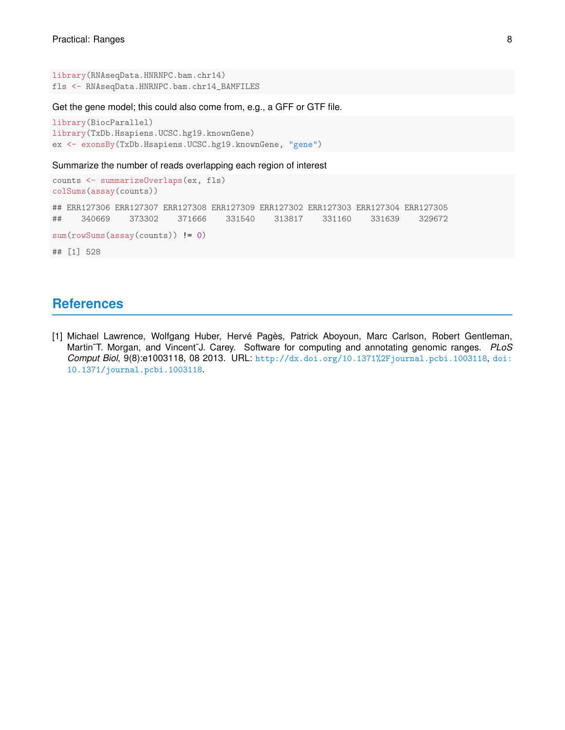```r
library(RNAseqData.HNRNPC.bam.chr14)
fls <- RNAseqData.HNRNPC.bam.chr14_BAMFILES
```

Get the gene model; this could also come from, e.g., a GFF or GTF file.

```r
library(BiocParallel)
library(TxDb.Hsapiens.UCSC.hg19.knownGene)
ex <- exonsBy(TxDb.Hsapiens.UCSC.hg19.knownGene, "gene")
```

Summarize the number of reads overlapping each region of interest

```r
counts <- summarizeOverlaps(ex, fls)
colSums(assay(counts))

## ERR127306 ERR127307 ERR127308 ERR127309 ERR127302 ERR127303 ERR127304 ERR127305
##    340669    373302    371666    331540    313817    331160    331639    329672

sum(rowSums(assay(counts)) != 0)

## [1] 528
```

## References

[1] Michael Lawrence, Wolfgang Huber, Hervé Pagès, Patrick Aboyoun, Marc Carlson, Robert Gentleman, Martin~T. Morgan, and Vincent~J. Carey. Software for computing and annotating genomic ranges. *PLoS Comput Biol*, 9(8):e1003118, 08 2013. URL: http://dx.doi.org/10.1371%2Fjournal.pcbi.1003118, doi:10.1371/journal.pcbi.1003118.